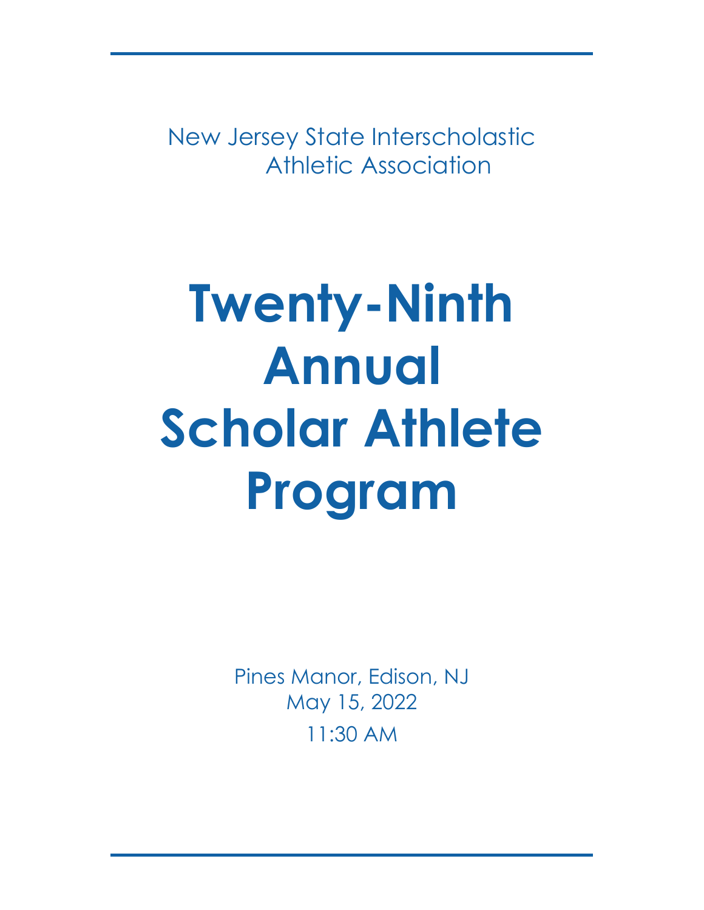New Jersey State Interscholastic Athletic Association

# Twenty-Ninth Annual Scholar Athlete Program

Pines Manor, Edison, NJ
May 15, 2022
11:30 AM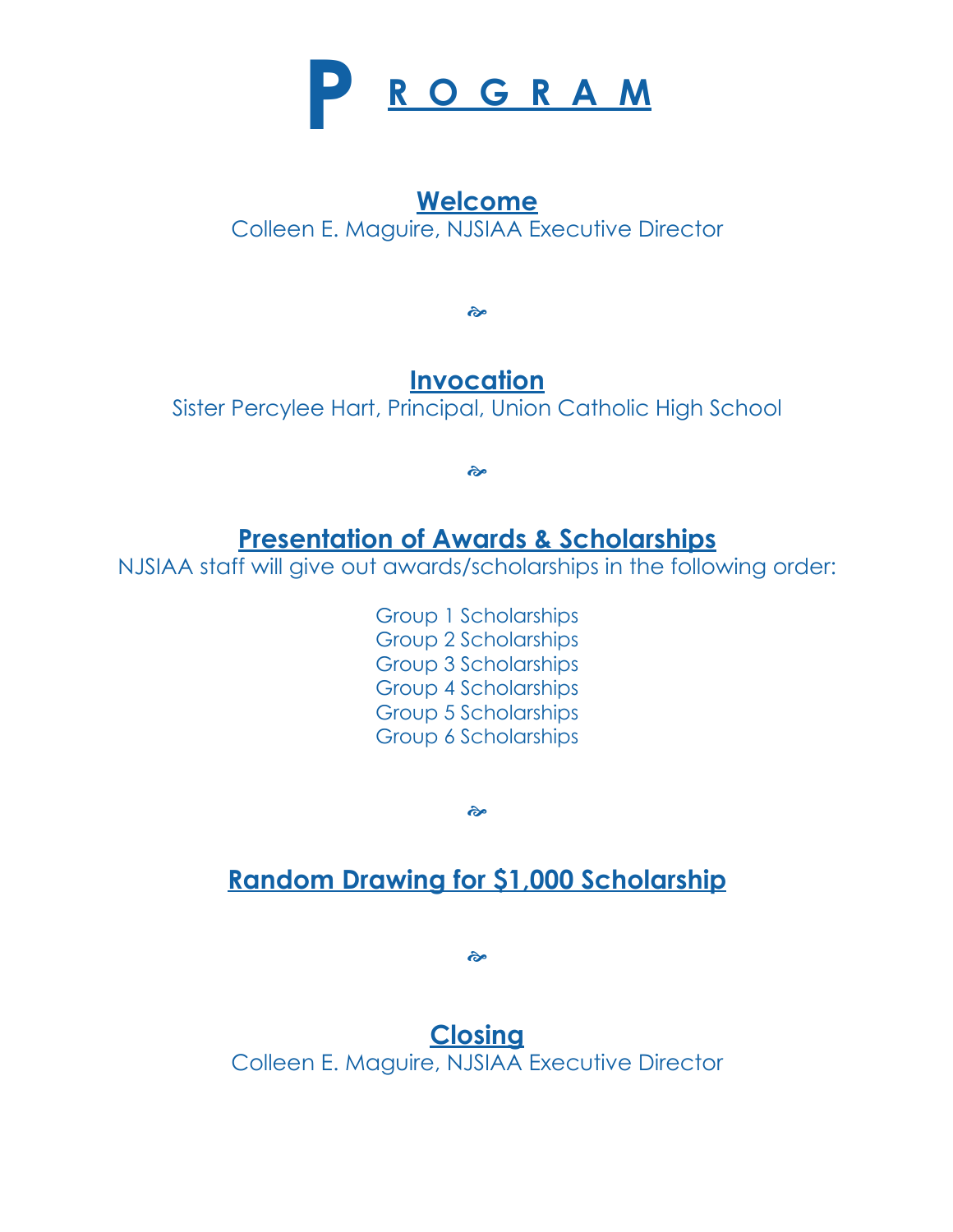# PROGRAM

## Welcome

Colleen E. Maguire, NJSIAA Executive Director

☙

## Invocation

Sister Percylee Hart, Principal, Union Catholic High School

☙

## Presentation of Awards & Scholarships

NJSIAA staff will give out awards/scholarships in the following order:

Group 1 Scholarships
Group 2 Scholarships
Group 3 Scholarships
Group 4 Scholarships
Group 5 Scholarships
Group 6 Scholarships

☙

## Random Drawing for $1,000 Scholarship

☙

## Closing

Colleen E. Maguire, NJSIAA Executive Director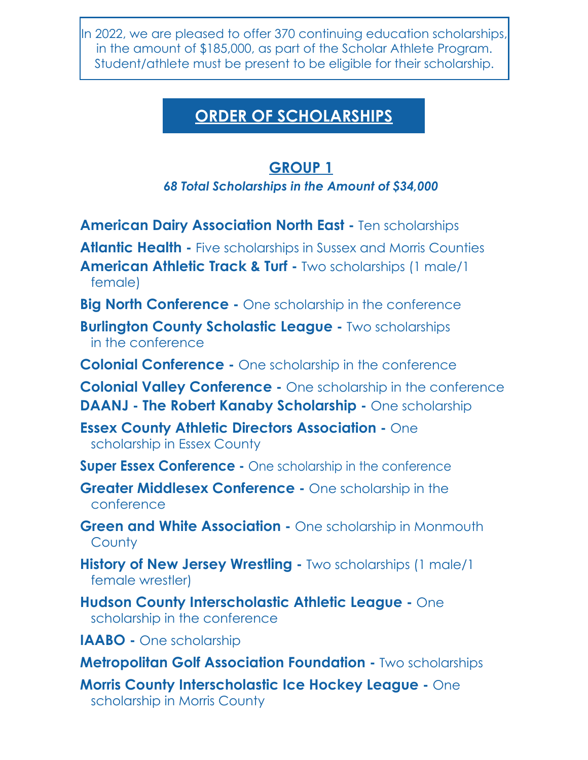In 2022, we are pleased to offer 370 continuing education scholarships, in the amount of $185,000, as part of the Scholar Athlete Program. Student/athlete must be present to be eligible for their scholarship.

# ORDER OF SCHOLARSHIPS

## GROUP 1

***68 Total Scholarships in the Amount of $34,000***

**American Dairy Association North East -** Ten scholarships

**Atlantic Health -** Five scholarships in Sussex and Morris Counties

**American Athletic Track & Turf -** Two scholarships (1 male/1 female)

**Big North Conference -** One scholarship in the conference

**Burlington County Scholastic League -** Two scholarships in the conference

**Colonial Conference -** One scholarship in the conference

**Colonial Valley Conference -** One scholarship in the conference

**DAANJ - The Robert Kanaby Scholarship -** One scholarship

**Essex County Athletic Directors Association -** One scholarship in Essex County

**Super Essex Conference -** One scholarship in the conference

**Greater Middlesex Conference -** One scholarship in the conference

**Green and White Association -** One scholarship in Monmouth County

**History of New Jersey Wrestling -** Two scholarships (1 male/1 female wrestler)

**Hudson County Interscholastic Athletic League -** One scholarship in the conference

**IAABO -** One scholarship

**Metropolitan Golf Association Foundation -** Two scholarships

**Morris County Interscholastic Ice Hockey League -** One scholarship in Morris County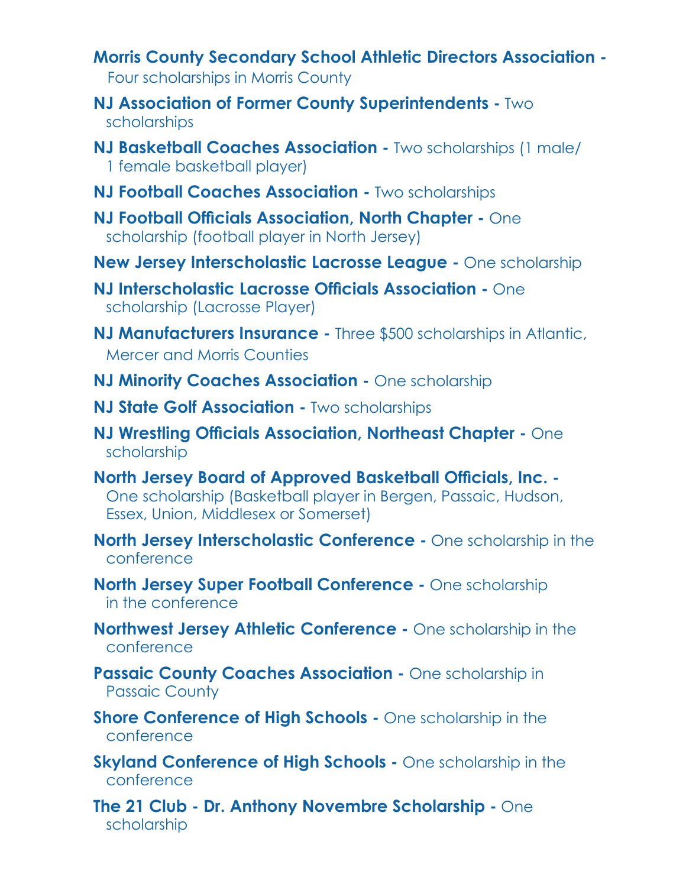**Morris County Secondary School Athletic Directors Association -** Four scholarships in Morris County

**NJ Association of Former County Superintendents -** Two scholarships

**NJ Basketball Coaches Association -** Two scholarships (1 male/ 1 female basketball player)

**NJ Football Coaches Association -** Two scholarships

**NJ Football Officials Association, North Chapter -** One scholarship (football player in North Jersey)

**New Jersey Interscholastic Lacrosse League -** One scholarship

**NJ Interscholastic Lacrosse Officials Association -** One scholarship (Lacrosse Player)

**NJ Manufacturers Insurance -** Three $500 scholarships in Atlantic, Mercer and Morris Counties

**NJ Minority Coaches Association -** One scholarship

**NJ State Golf Association -** Two scholarships

**NJ Wrestling Officials Association, Northeast Chapter -** One scholarship

**North Jersey Board of Approved Basketball Officials, Inc. -** One scholarship (Basketball player in Bergen, Passaic, Hudson, Essex, Union, Middlesex or Somerset)

**North Jersey Interscholastic Conference -** One scholarship in the conference

**North Jersey Super Football Conference -** One scholarship in the conference

**Northwest Jersey Athletic Conference -** One scholarship in the conference

**Passaic County Coaches Association -** One scholarship in Passaic County

**Shore Conference of High Schools -** One scholarship in the conference

**Skyland Conference of High Schools -** One scholarship in the conference

**The 21 Club - Dr. Anthony Novembre Scholarship -** One scholarship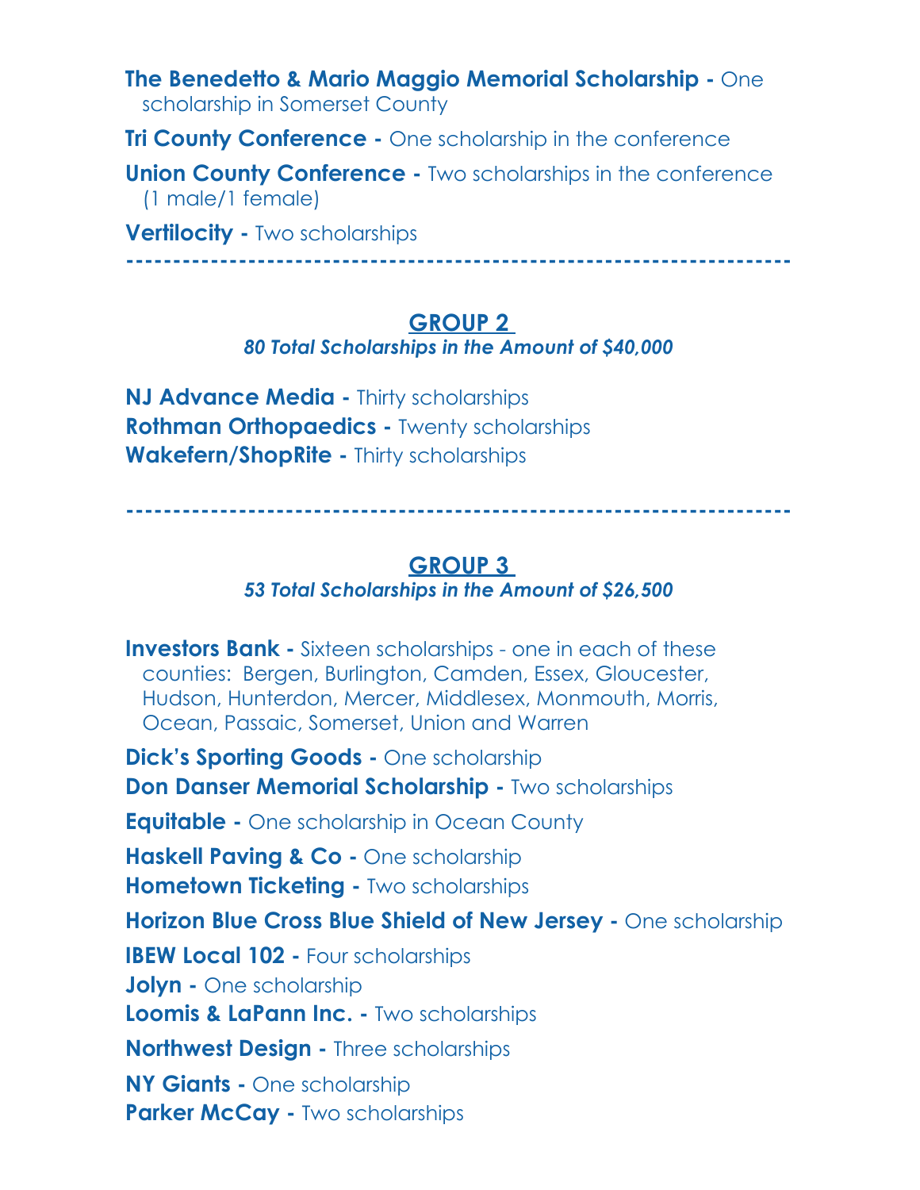**The Benedetto & Mario Maggio Memorial Scholarship -** One scholarship in Somerset County

**Tri County Conference -** One scholarship in the conference

**Union County Conference -** Two scholarships in the conference (1 male/1 female)

**Vertilocity -** Two scholarships

---

## GROUP 2

***80 Total Scholarships in the Amount of $40,000***

**NJ Advance Media -** Thirty scholarships
**Rothman Orthopaedics -** Twenty scholarships
**Wakefern/ShopRite -** Thirty scholarships

---

## GROUP 3

***53 Total Scholarships in the Amount of $26,500***

**Investors Bank -** Sixteen scholarships - one in each of these counties: Bergen, Burlington, Camden, Essex, Gloucester, Hudson, Hunterdon, Mercer, Middlesex, Monmouth, Morris, Ocean, Passaic, Somerset, Union and Warren

**Dick's Sporting Goods -** One scholarship
**Don Danser Memorial Scholarship -** Two scholarships

**Equitable -** One scholarship in Ocean County

**Haskell Paving & Co -** One scholarship
**Hometown Ticketing -** Two scholarships

**Horizon Blue Cross Blue Shield of New Jersey -** One scholarship

**IBEW Local 102 -** Four scholarships
**Jolyn -** One scholarship
**Loomis & LaPann Inc. -** Two scholarships

**Northwest Design -** Three scholarships

**NY Giants -** One scholarship
**Parker McCay -** Two scholarships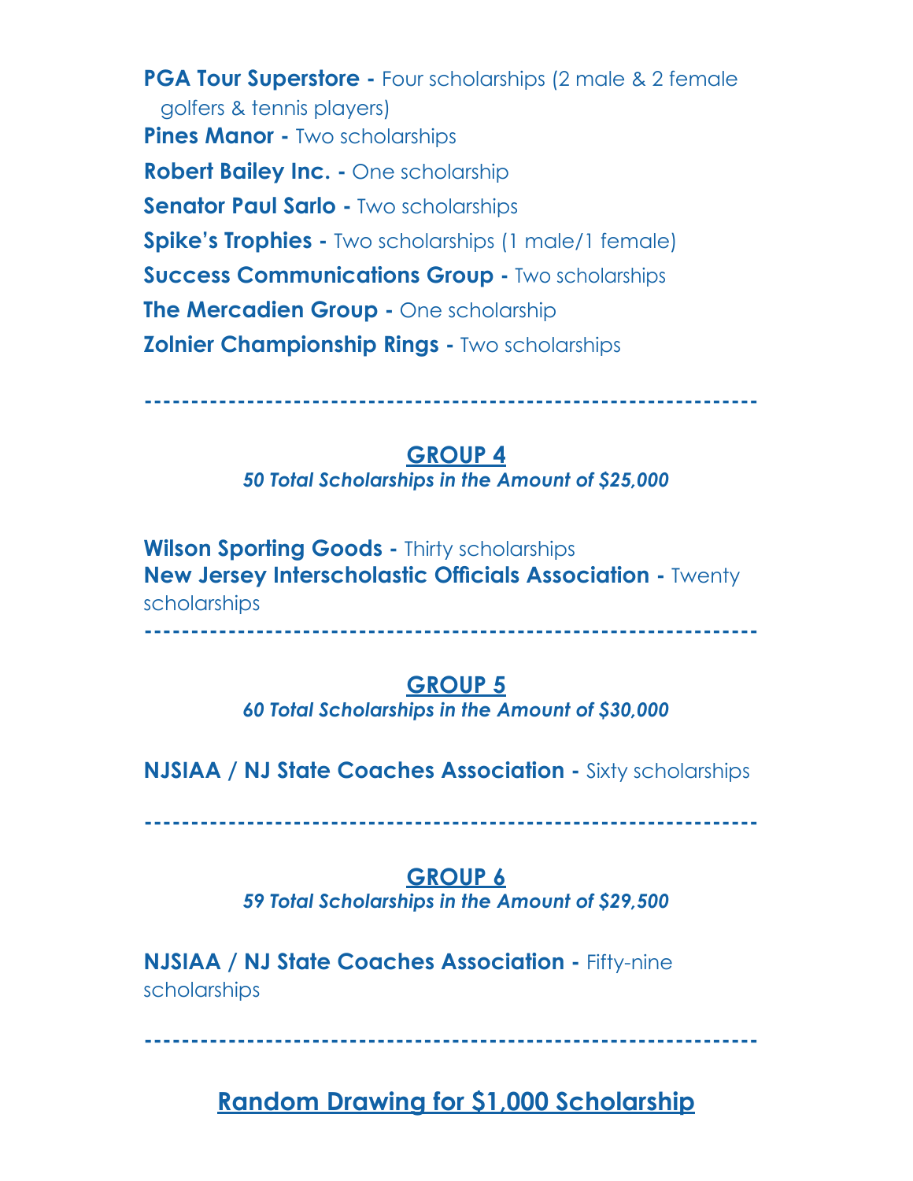**PGA Tour Superstore -** Four scholarships (2 male & 2 female golfers & tennis players)

**Pines Manor -** Two scholarships

**Robert Bailey Inc. -** One scholarship

**Senator Paul Sarlo -** Two scholarships

**Spike's Trophies -** Two scholarships (1 male/1 female)

**Success Communications Group -** Two scholarships

**The Mercadien Group -** One scholarship

**Zolnier Championship Rings -** Two scholarships

---

## GROUP 4

***50 Total Scholarships in the Amount of $25,000***

**Wilson Sporting Goods -** Thirty scholarships

**New Jersey Interscholastic Officials Association -** Twenty scholarships

---

## GROUP 5

***60 Total Scholarships in the Amount of $30,000***

**NJSIAA / NJ State Coaches Association -** Sixty scholarships

---

## GROUP 6

***59 Total Scholarships in the Amount of $29,500***

**NJSIAA / NJ State Coaches Association -** Fifty-nine scholarships

---

## Random Drawing for $1,000 Scholarship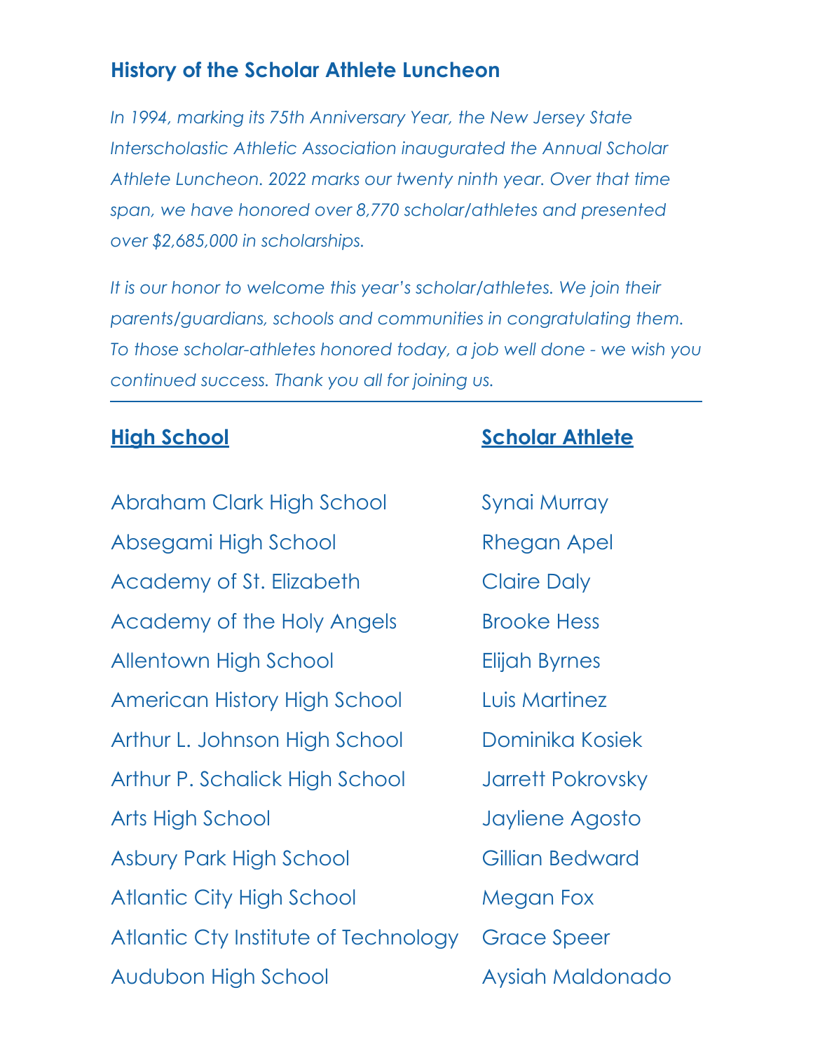## History of the Scholar Athlete Luncheon

*In 1994, marking its 75th Anniversary Year, the New Jersey State Interscholastic Athletic Association inaugurated the Annual Scholar Athlete Luncheon. 2022 marks our twenty ninth year. Over that time span, we have honored over 8,770 scholar/athletes and presented over $2,685,000 in scholarships.*

*It is our honor to welcome this year's scholar/athletes. We join their parents/guardians, schools and communities in congratulating them. To those scholar-athletes honored today, a job well done - we wish you continued success. Thank you all for joining us.*

---

| High School | Scholar Athlete |
| --- | --- |
| Abraham Clark High School | Synai Murray |
| Absegami High School | Rhegan Apel |
| Academy of St. Elizabeth | Claire Daly |
| Academy of the Holy Angels | Brooke Hess |
| Allentown High School | Elijah Byrnes |
| American History High School | Luis Martinez |
| Arthur L. Johnson High School | Dominika Kosiek |
| Arthur P. Schalick High School | Jarrett Pokrovsky |
| Arts High School | Jayliene Agosto |
| Asbury Park High School | Gillian Bedward |
| Atlantic City High School | Megan Fox |
| Atlantic Cty Institute of Technology | Grace Speer |
| Audubon High School | Aysiah Maldonado |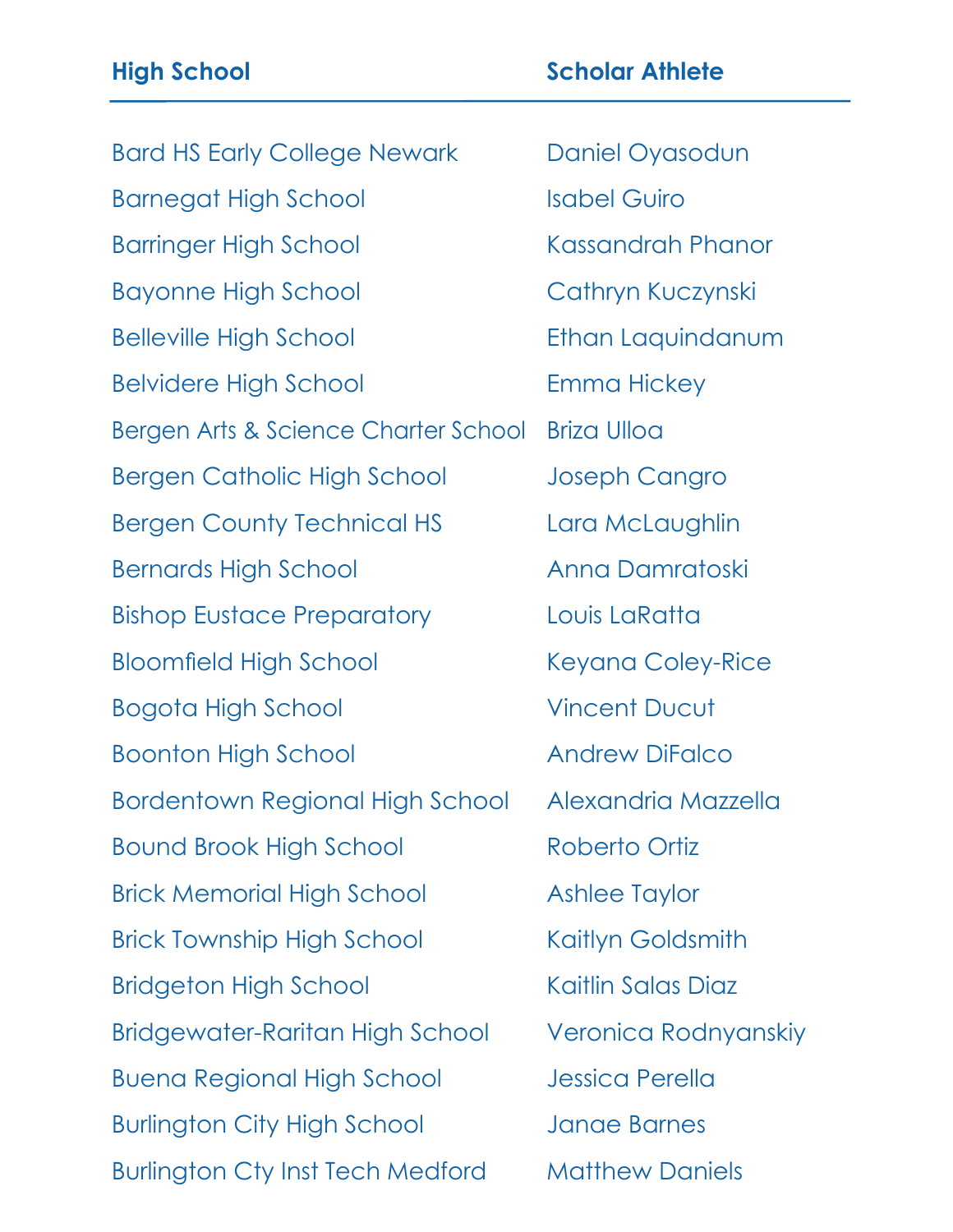| High School | Scholar Athlete |
| --- | --- |
| Bard HS Early College Newark | Daniel Oyasodun |
| Barnegat High School | Isabel Guiro |
| Barringer High School | Kassandrah Phanor |
| Bayonne High School | Cathryn Kuczynski |
| Belleville High School | Ethan Laquindanum |
| Belvidere High School | Emma Hickey |
| Bergen Arts & Science Charter School | Briza Ulloa |
| Bergen Catholic High School | Joseph Cangro |
| Bergen County Technical HS | Lara McLaughlin |
| Bernards High School | Anna Damratoski |
| Bishop Eustace Preparatory | Louis LaRatta |
| Bloomfield High School | Keyana Coley-Rice |
| Bogota High School | Vincent Ducut |
| Boonton High School | Andrew DiFalco |
| Bordentown Regional High School | Alexandria Mazzella |
| Bound Brook High School | Roberto Ortiz |
| Brick Memorial High School | Ashlee Taylor |
| Brick Township High School | Kaitlyn Goldsmith |
| Bridgeton High School | Kaitlin Salas Diaz |
| Bridgewater-Raritan High School | Veronica Rodnyanskiy |
| Buena Regional High School | Jessica Perella |
| Burlington City High School | Janae Barnes |
| Burlington Cty Inst Tech Medford | Matthew Daniels |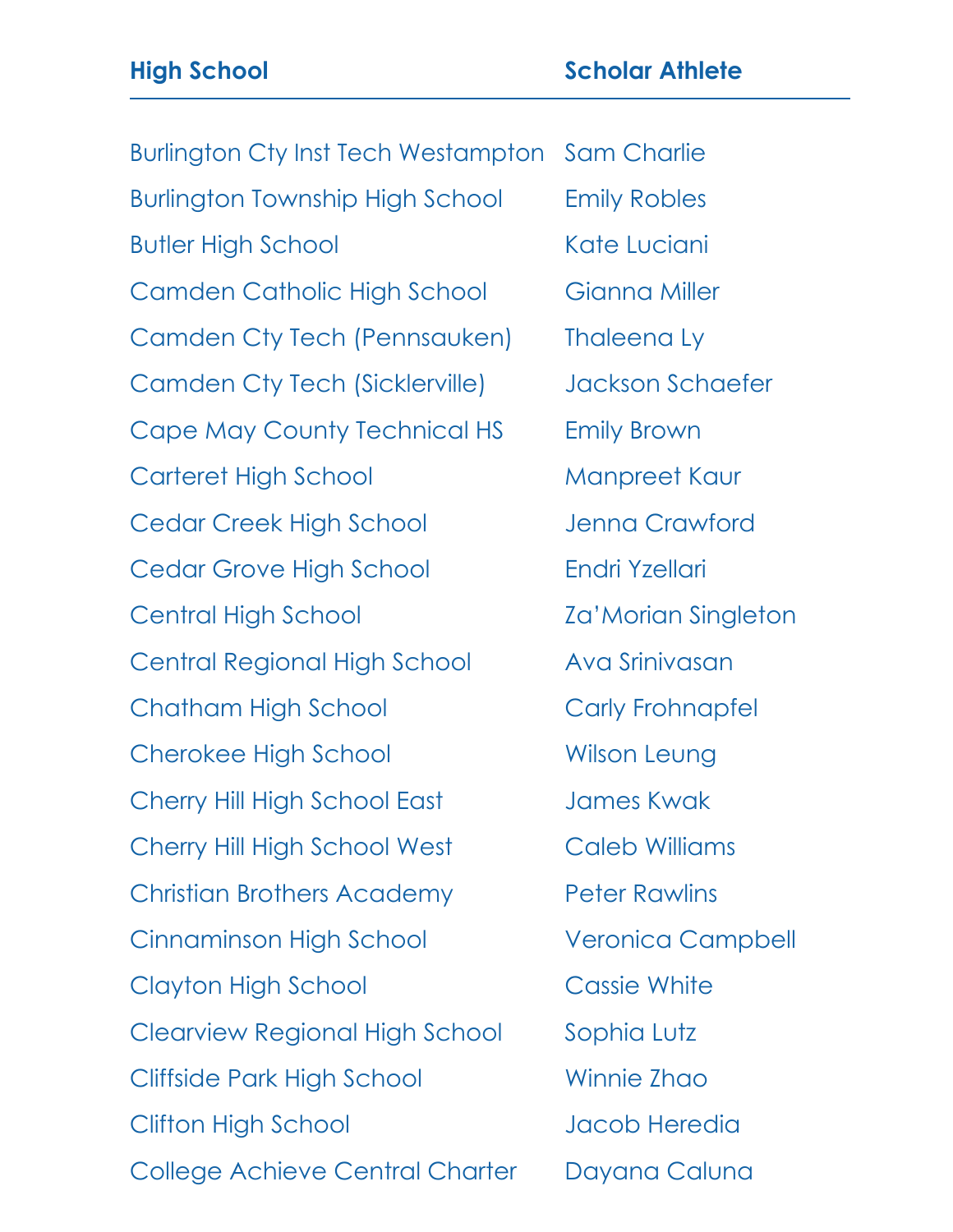| High School | Scholar Athlete |
| --- | --- |
| Burlington Cty Inst Tech Westampton | Sam Charlie |
| Burlington Township High School | Emily Robles |
| Butler High School | Kate Luciani |
| Camden Catholic High School | Gianna Miller |
| Camden Cty Tech (Pennsauken) | Thaleena Ly |
| Camden Cty Tech (Sicklerville) | Jackson Schaefer |
| Cape May County Technical HS | Emily Brown |
| Carteret High School | Manpreet Kaur |
| Cedar Creek High School | Jenna Crawford |
| Cedar Grove High School | Endri Yzellari |
| Central High School | Za'Morian Singleton |
| Central Regional High School | Ava Srinivasan |
| Chatham High School | Carly Frohnapfel |
| Cherokee High School | Wilson Leung |
| Cherry Hill High School East | James Kwak |
| Cherry Hill High School West | Caleb Williams |
| Christian Brothers Academy | Peter Rawlins |
| Cinnaminson High School | Veronica Campbell |
| Clayton High School | Cassie White |
| Clearview Regional High School | Sophia Lutz |
| Cliffside Park High School | Winnie Zhao |
| Clifton High School | Jacob Heredia |
| College Achieve Central Charter | Dayana Caluna |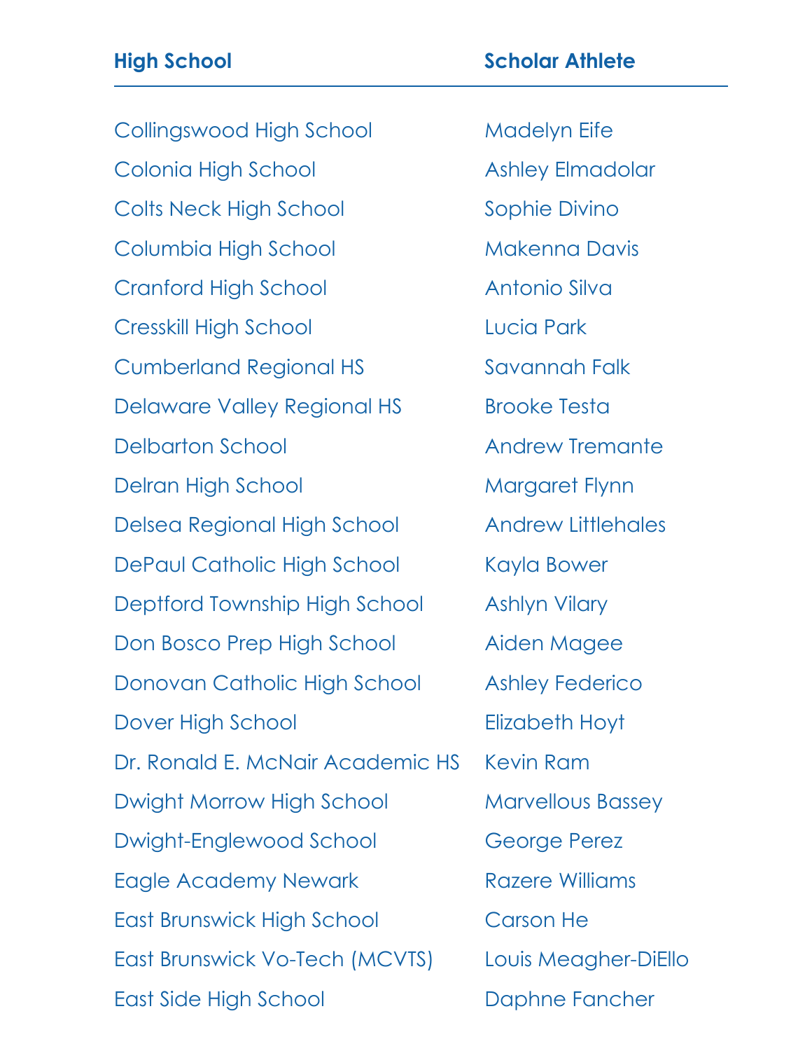| High School | Scholar Athlete |
| --- | --- |
| Collingswood High School | Madelyn Eife |
| Colonia High School | Ashley Elmadolar |
| Colts Neck High School | Sophie Divino |
| Columbia High School | Makenna Davis |
| Cranford High School | Antonio Silva |
| Cresskill High School | Lucia Park |
| Cumberland Regional HS | Savannah Falk |
| Delaware Valley Regional HS | Brooke Testa |
| Delbarton School | Andrew Tremante |
| Delran High School | Margaret Flynn |
| Delsea Regional High School | Andrew Littlehales |
| DePaul Catholic High School | Kayla Bower |
| Deptford Township High School | Ashlyn Vilary |
| Don Bosco Prep High School | Aiden Magee |
| Donovan Catholic High School | Ashley Federico |
| Dover High School | Elizabeth Hoyt |
| Dr. Ronald E. McNair Academic HS | Kevin Ram |
| Dwight Morrow High School | Marvellous Bassey |
| Dwight-Englewood School | George Perez |
| Eagle Academy Newark | Razere Williams |
| East Brunswick High School | Carson He |
| East Brunswick Vo-Tech (MCVTS) | Louis Meagher-DiEllo |
| East Side High School | Daphne Fancher |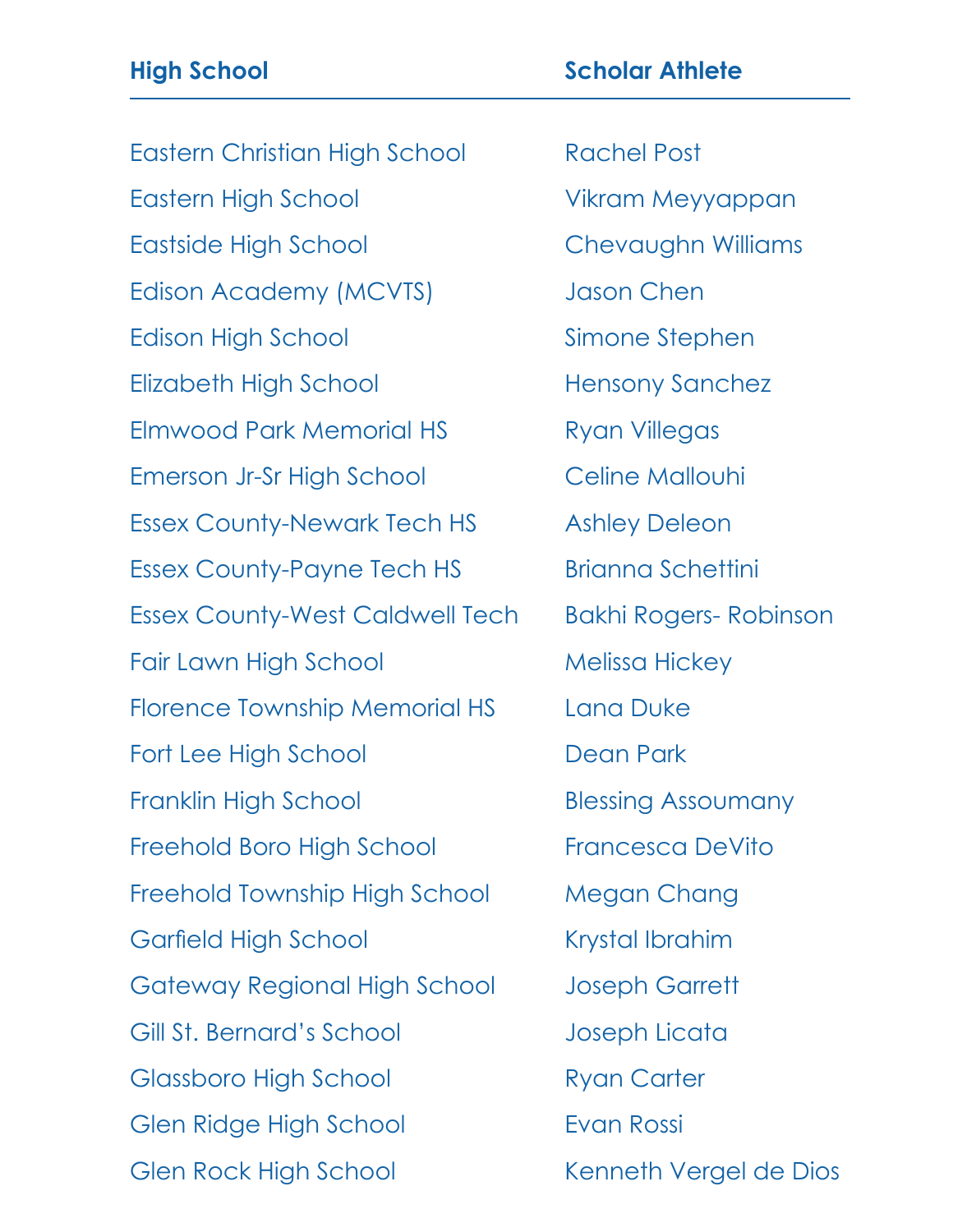| High School | Scholar Athlete |
|---|---|
| Eastern Christian High School | Rachel Post |
| Eastern High School | Vikram Meyyappan |
| Eastside High School | Chevaughn Williams |
| Edison Academy (MCVTS) | Jason Chen |
| Edison High School | Simone Stephen |
| Elizabeth High School | Hensony Sanchez |
| Elmwood Park Memorial HS | Ryan Villegas |
| Emerson Jr-Sr High School | Celine Mallouhi |
| Essex County-Newark Tech HS | Ashley Deleon |
| Essex County-Payne Tech HS | Brianna Schettini |
| Essex County-West Caldwell Tech | Bakhi Rogers- Robinson |
| Fair Lawn High School | Melissa Hickey |
| Florence Township Memorial HS | Lana Duke |
| Fort Lee High School | Dean Park |
| Franklin High School | Blessing Assoumany |
| Freehold Boro High School | Francesca DeVito |
| Freehold Township High School | Megan Chang |
| Garfield High School | Krystal Ibrahim |
| Gateway Regional High School | Joseph Garrett |
| Gill St. Bernard's School | Joseph Licata |
| Glassboro High School | Ryan Carter |
| Glen Ridge High School | Evan Rossi |
| Glen Rock High School | Kenneth Vergel de Dios |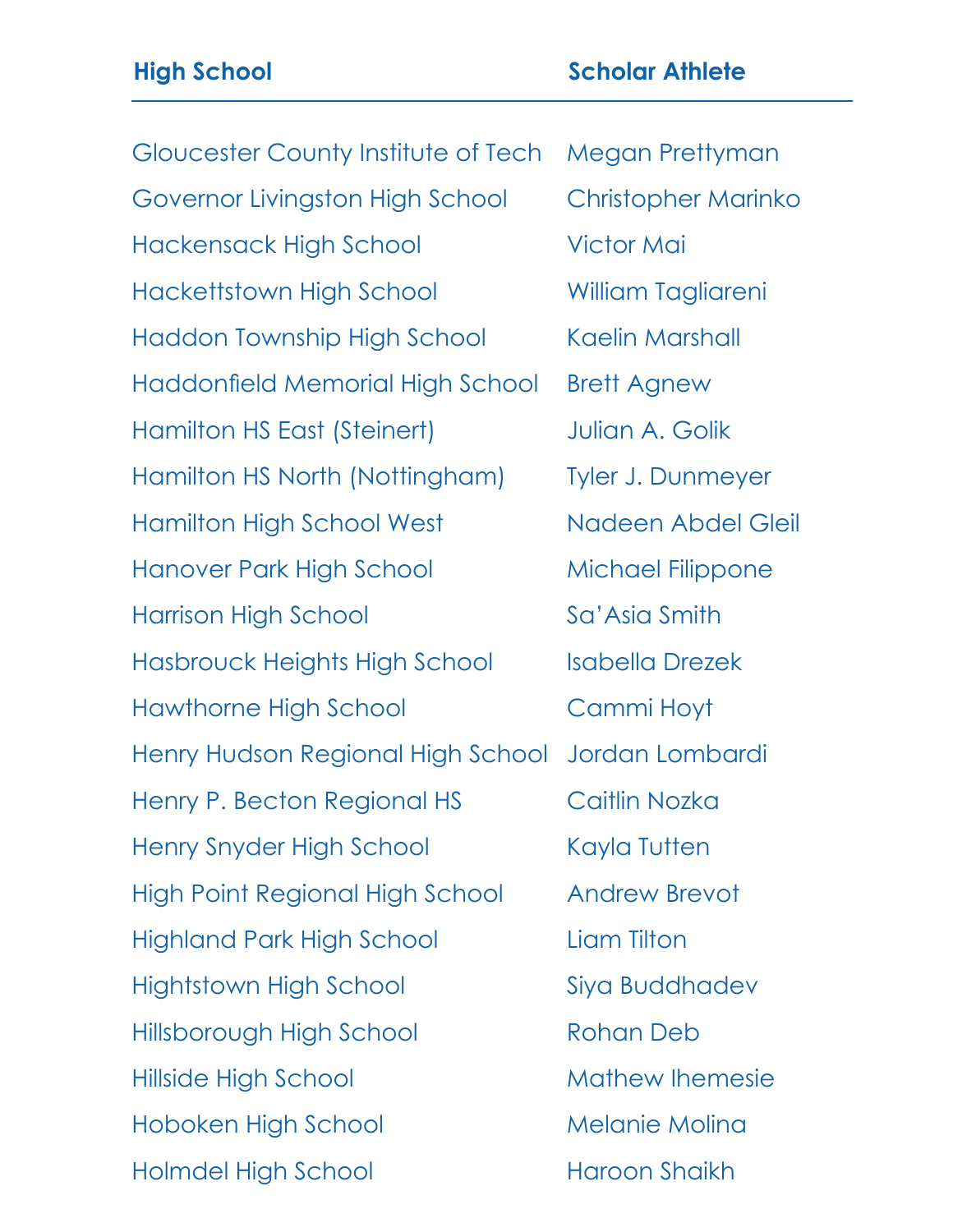| High School | Scholar Athlete |
|---|---|
| Gloucester County Institute of Tech | Megan Prettyman |
| Governor Livingston High School | Christopher Marinko |
| Hackensack High School | Victor Mai |
| Hackettstown High School | William Tagliareni |
| Haddon Township High School | Kaelin Marshall |
| Haddonfield Memorial High School | Brett Agnew |
| Hamilton HS East (Steinert) | Julian A. Golik |
| Hamilton HS North (Nottingham) | Tyler J. Dunmeyer |
| Hamilton High School West | Nadeen Abdel Gleil |
| Hanover Park High School | Michael Filippone |
| Harrison High School | Sa'Asia Smith |
| Hasbrouck Heights High School | Isabella Drezek |
| Hawthorne High School | Cammi Hoyt |
| Henry Hudson Regional High School | Jordan Lombardi |
| Henry P. Becton Regional HS | Caitlin Nozka |
| Henry Snyder High School | Kayla Tutten |
| High Point Regional High School | Andrew Brevot |
| Highland Park High School | Liam Tilton |
| Hightstown High School | Siya Buddhadev |
| Hillsborough High School | Rohan Deb |
| Hillside High School | Mathew Ihemesie |
| Hoboken High School | Melanie Molina |
| Holmdel High School | Haroon Shaikh |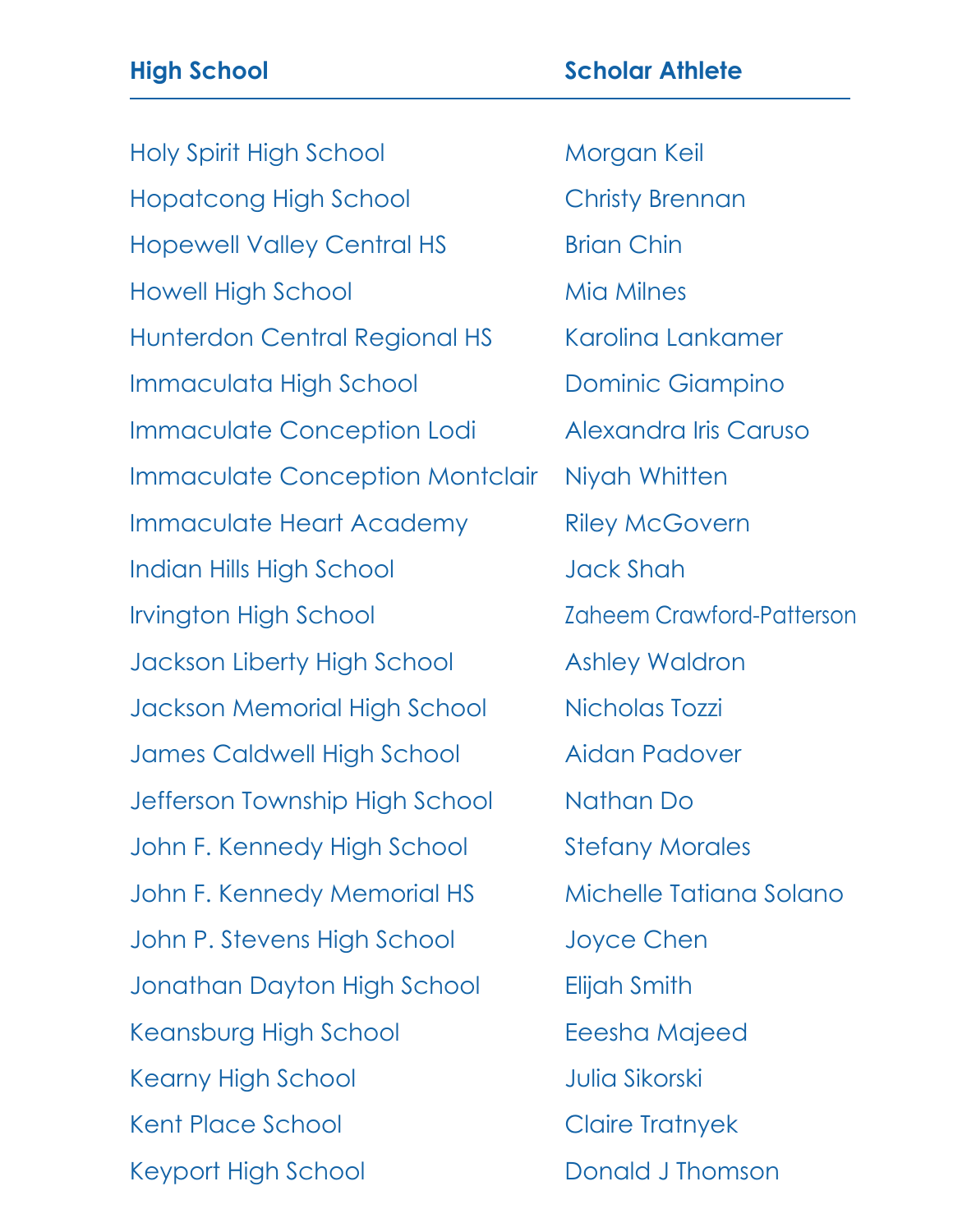| High School | Scholar Athlete |
|---|---|
| Holy Spirit High School | Morgan Keil |
| Hopatcong High School | Christy Brennan |
| Hopewell Valley Central HS | Brian Chin |
| Howell High School | Mia Milnes |
| Hunterdon Central Regional HS | Karolina Lankamer |
| Immaculata High School | Dominic Giampino |
| Immaculate Conception Lodi | Alexandra Iris Caruso |
| Immaculate Conception Montclair | Niyah Whitten |
| Immaculate Heart Academy | Riley McGovern |
| Indian Hills High School | Jack Shah |
| Irvington High School | Zaheem Crawford-Patterson |
| Jackson Liberty High School | Ashley Waldron |
| Jackson Memorial High School | Nicholas Tozzi |
| James Caldwell High School | Aidan Padover |
| Jefferson Township High School | Nathan Do |
| John F. Kennedy High School | Stefany Morales |
| John F. Kennedy Memorial HS | Michelle Tatiana Solano |
| John P. Stevens High School | Joyce Chen |
| Jonathan Dayton High School | Elijah Smith |
| Keansburg High School | Eeesha Majeed |
| Kearny High School | Julia Sikorski |
| Kent Place School | Claire Tratnyek |
| Keyport High School | Donald J Thomson |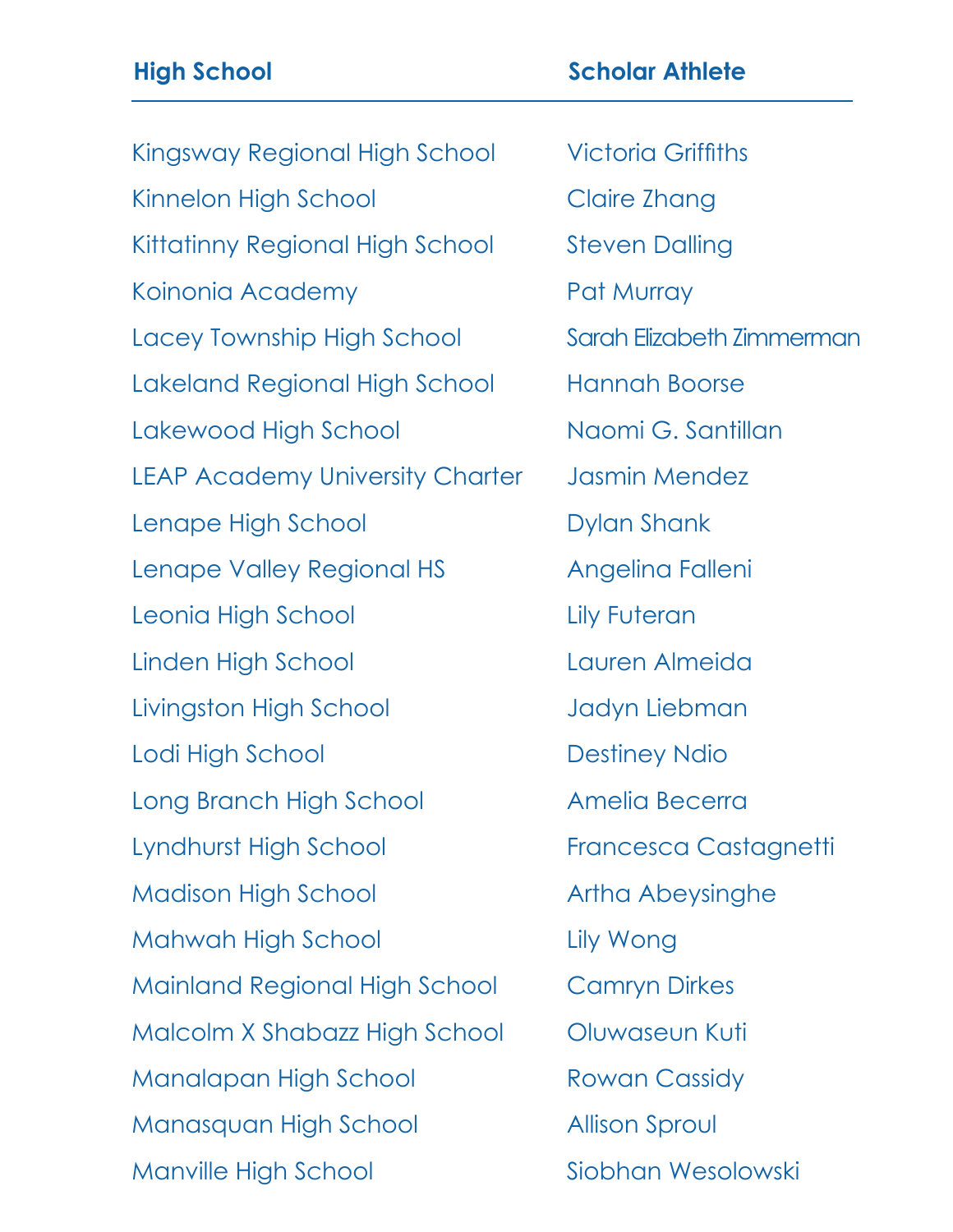| High School | Scholar Athlete |
|---|---|
| Kingsway Regional High School | Victoria Griffiths |
| Kinnelon High School | Claire Zhang |
| Kittatinny Regional High School | Steven Dalling |
| Koinonia Academy | Pat Murray |
| Lacey Township High School | Sarah Elizabeth Zimmerman |
| Lakeland Regional High School | Hannah Boorse |
| Lakewood High School | Naomi G. Santillan |
| LEAP Academy University Charter | Jasmin Mendez |
| Lenape High School | Dylan Shank |
| Lenape Valley Regional HS | Angelina Falleni |
| Leonia High School | Lily Futeran |
| Linden High School | Lauren Almeida |
| Livingston High School | Jadyn Liebman |
| Lodi High School | Destiney Ndio |
| Long Branch High School | Amelia Becerra |
| Lyndhurst High School | Francesca Castagnetti |
| Madison High School | Artha Abeysinghe |
| Mahwah High School | Lily Wong |
| Mainland Regional High School | Camryn Dirkes |
| Malcolm X Shabazz High School | Oluwaseun Kuti |
| Manalapan High School | Rowan Cassidy |
| Manasquan High School | Allison Sproul |
| Manville High School | Siobhan Wesolowski |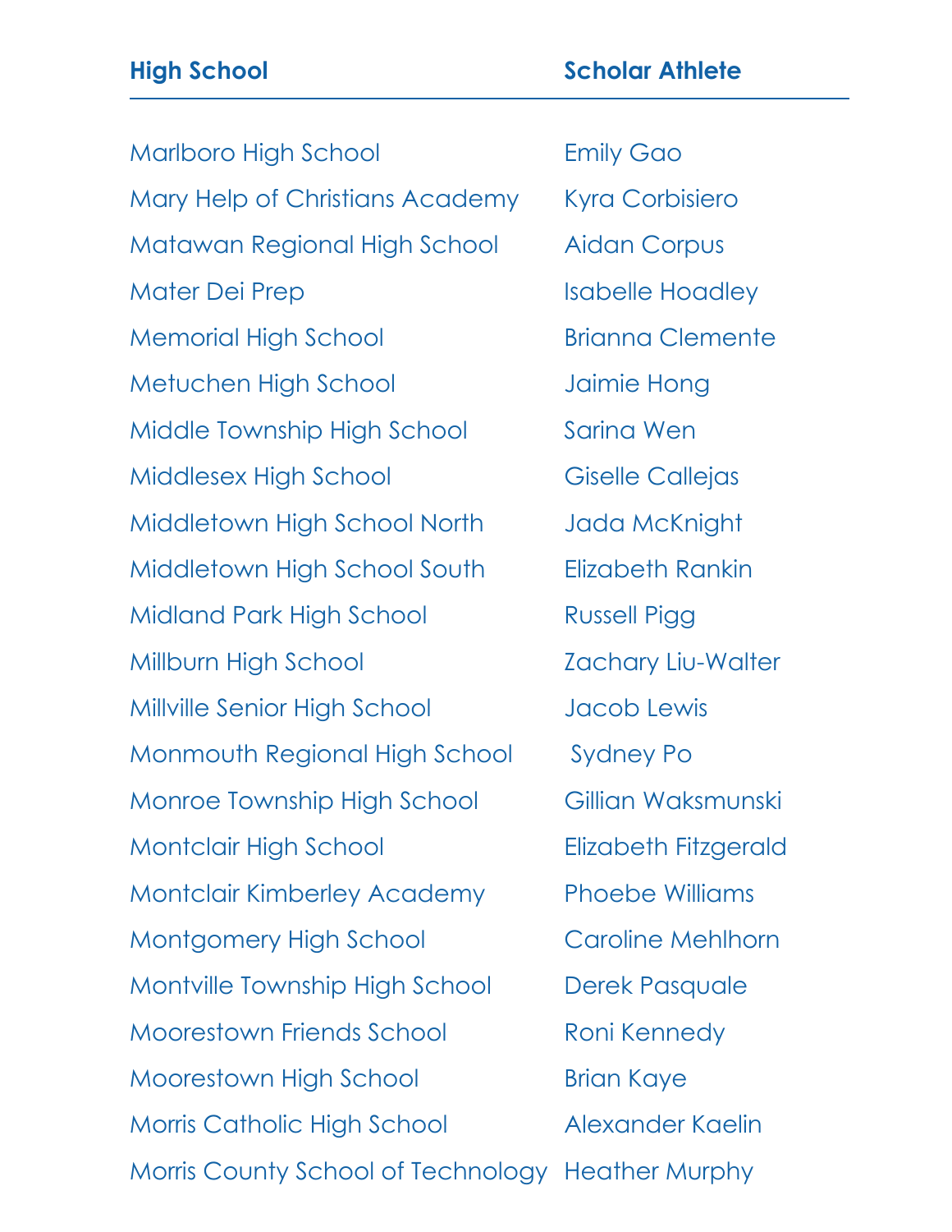| High School | Scholar Athlete |
|---|---|
| Marlboro High School | Emily Gao |
| Mary Help of Christians Academy | Kyra Corbisiero |
| Matawan Regional High School | Aidan Corpus |
| Mater Dei Prep | Isabelle Hoadley |
| Memorial High School | Brianna Clemente |
| Metuchen High School | Jaimie Hong |
| Middle Township High School | Sarina Wen |
| Middlesex High School | Giselle Callejas |
| Middletown High School North | Jada McKnight |
| Middletown High School South | Elizabeth Rankin |
| Midland Park High School | Russell Pigg |
| Millburn High School | Zachary Liu-Walter |
| Millville Senior High School | Jacob Lewis |
| Monmouth Regional High School | Sydney Po |
| Monroe Township High School | Gillian Waksmunski |
| Montclair High School | Elizabeth Fitzgerald |
| Montclair Kimberley Academy | Phoebe Williams |
| Montgomery High School | Caroline Mehlhorn |
| Montville Township High School | Derek Pasquale |
| Moorestown Friends School | Roni Kennedy |
| Moorestown High School | Brian Kaye |
| Morris Catholic High School | Alexander Kaelin |
| Morris County School of Technology | Heather Murphy |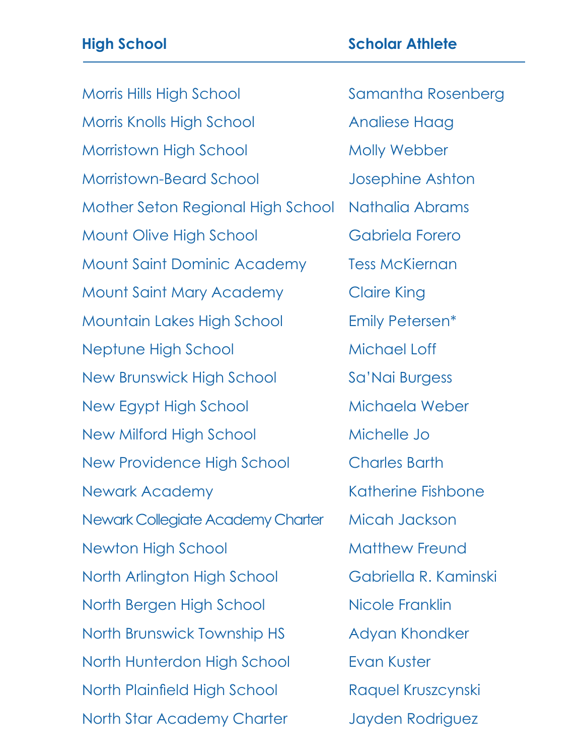| High School | Scholar Athlete |
|---|---|
| Morris Hills High School | Samantha Rosenberg |
| Morris Knolls High School | Analiese Haag |
| Morristown High School | Molly Webber |
| Morristown-Beard School | Josephine Ashton |
| Mother Seton Regional High School | Nathalia Abrams |
| Mount Olive High School | Gabriela Forero |
| Mount Saint Dominic Academy | Tess McKiernan |
| Mount Saint Mary Academy | Claire King |
| Mountain Lakes High School | Emily Petersen* |
| Neptune High School | Michael Loff |
| New Brunswick High School | Sa'Nai Burgess |
| New Egypt High School | Michaela Weber |
| New Milford High School | Michelle Jo |
| New Providence High School | Charles Barth |
| Newark Academy | Katherine Fishbone |
| Newark Collegiate Academy Charter | Micah Jackson |
| Newton High School | Matthew Freund |
| North Arlington High School | Gabriella R. Kaminski |
| North Bergen High School | Nicole Franklin |
| North Brunswick Township HS | Adyan Khondker |
| North Hunterdon High School | Evan Kuster |
| North Plainfield High School | Raquel Kruszcynski |
| North Star Academy Charter | Jayden Rodriguez |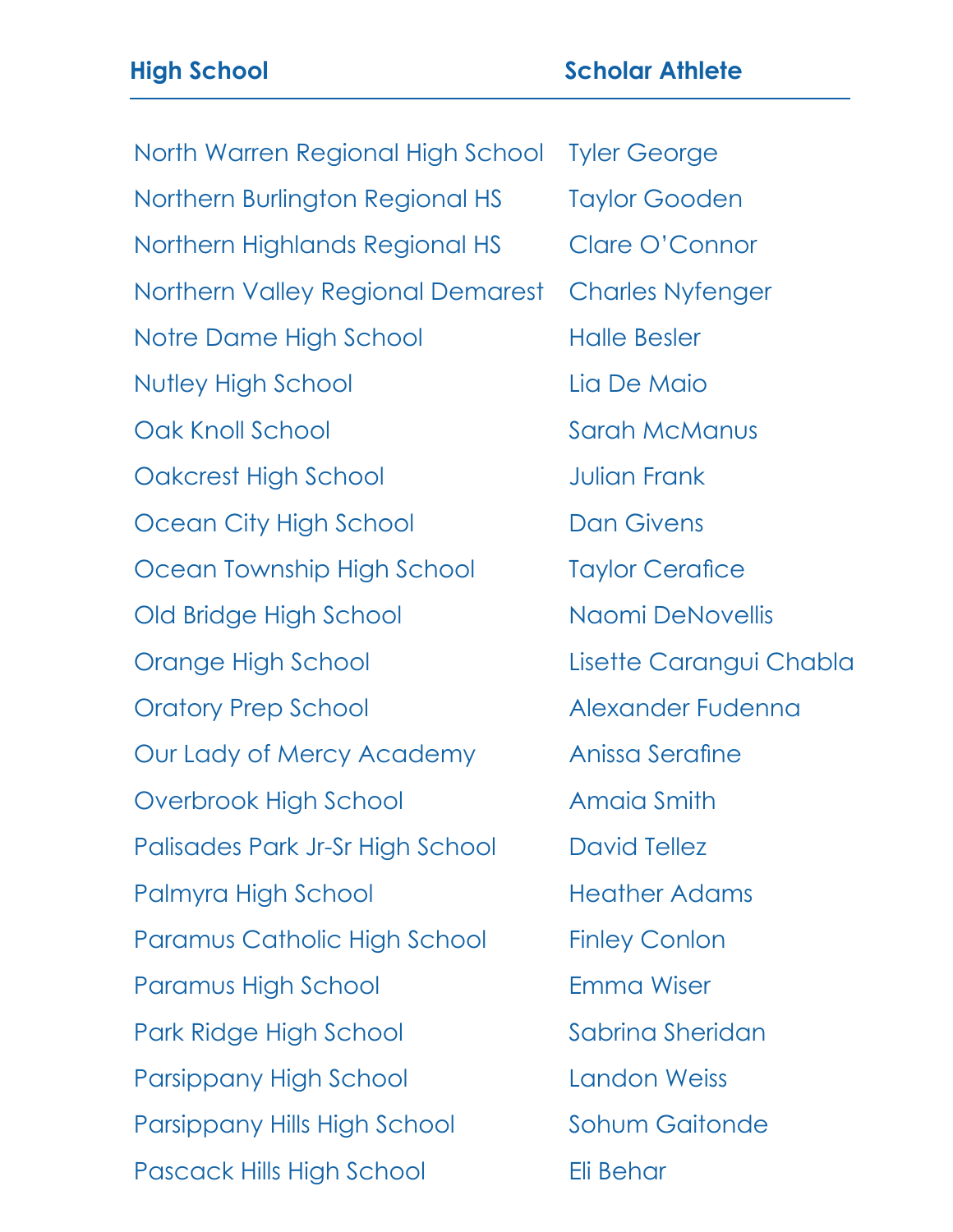| High School | Scholar Athlete |
| --- | --- |
| North Warren Regional High School | Tyler George |
| Northern Burlington Regional HS | Taylor Gooden |
| Northern Highlands Regional HS | Clare O'Connor |
| Northern Valley Regional Demarest | Charles Nyfenger |
| Notre Dame High School | Halle Besler |
| Nutley High School | Lia De Maio |
| Oak Knoll School | Sarah McManus |
| Oakcrest High School | Julian Frank |
| Ocean City High School | Dan Givens |
| Ocean Township High School | Taylor Cerafice |
| Old Bridge High School | Naomi DeNovellis |
| Orange High School | Lisette Carangui Chabla |
| Oratory Prep School | Alexander Fudenna |
| Our Lady of Mercy Academy | Anissa Serafine |
| Overbrook High School | Amaia Smith |
| Palisades Park Jr-Sr High School | David Tellez |
| Palmyra High School | Heather Adams |
| Paramus Catholic High School | Finley Conlon |
| Paramus High School | Emma Wiser |
| Park Ridge High School | Sabrina Sheridan |
| Parsippany High School | Landon Weiss |
| Parsippany Hills High School | Sohum Gaitonde |
| Pascack Hills High School | Eli Behar |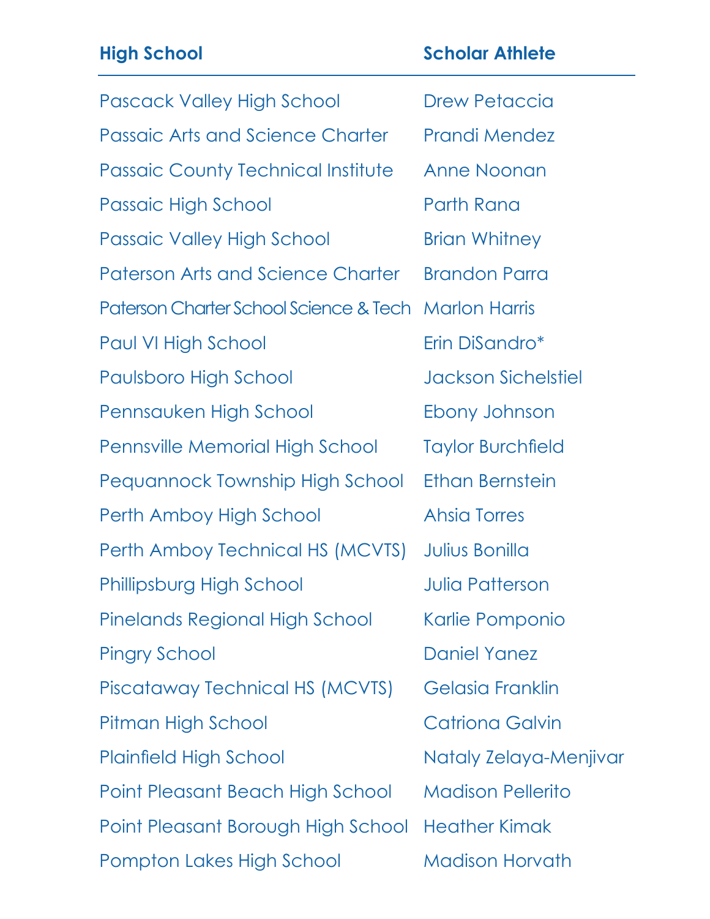| High School | Scholar Athlete |
|---|---|
| Pascack Valley High School | Drew Petaccia |
| Passaic Arts and Science Charter | Prandi Mendez |
| Passaic County Technical Institute | Anne Noonan |
| Passaic High School | Parth Rana |
| Passaic Valley High School | Brian Whitney |
| Paterson Arts and Science Charter | Brandon Parra |
| Paterson Charter School Science & Tech | Marlon Harris |
| Paul VI High School | Erin DiSandro* |
| Paulsboro High School | Jackson Sichelstiel |
| Pennsauken High School | Ebony Johnson |
| Pennsville Memorial High School | Taylor Burchfield |
| Pequannock Township High School | Ethan Bernstein |
| Perth Amboy High School | Ahsia Torres |
| Perth Amboy Technical HS (MCVTS) | Julius Bonilla |
| Phillipsburg High School | Julia Patterson |
| Pinelands Regional High School | Karlie Pomponio |
| Pingry School | Daniel Yanez |
| Piscataway Technical HS (MCVTS) | Gelasia Franklin |
| Pitman High School | Catriona Galvin |
| Plainfield High School | Nataly Zelaya-Menjivar |
| Point Pleasant Beach High School | Madison Pellerito |
| Point Pleasant Borough High School | Heather Kimak |
| Pompton Lakes High School | Madison Horvath |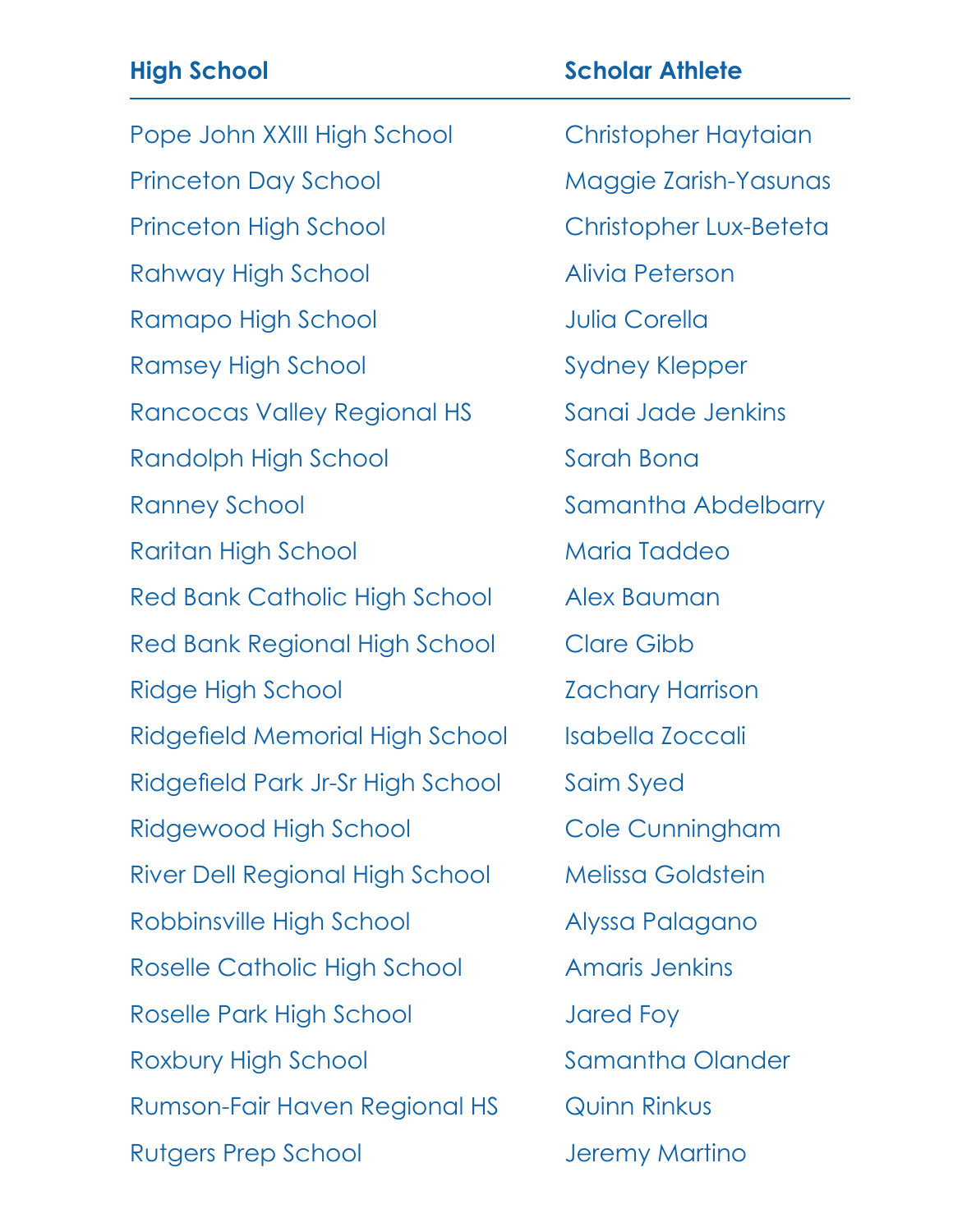| High School | Scholar Athlete |
| --- | --- |
| Pope John XXIII High School | Christopher Haytaian |
| Princeton Day School | Maggie Zarish-Yasunas |
| Princeton High School | Christopher Lux-Beteta |
| Rahway High School | Alivia Peterson |
| Ramapo High School | Julia Corella |
| Ramsey High School | Sydney Klepper |
| Rancocas Valley Regional HS | Sanai Jade Jenkins |
| Randolph High School | Sarah Bona |
| Ranney School | Samantha Abdelbarry |
| Raritan High School | Maria Taddeo |
| Red Bank Catholic High School | Alex Bauman |
| Red Bank Regional High School | Clare Gibb |
| Ridge High School | Zachary Harrison |
| Ridgefield Memorial High School | Isabella Zoccali |
| Ridgefield Park Jr-Sr High School | Saim Syed |
| Ridgewood High School | Cole Cunningham |
| River Dell Regional High School | Melissa Goldstein |
| Robbinsville High School | Alyssa Palagano |
| Roselle Catholic High School | Amaris Jenkins |
| Roselle Park High School | Jared Foy |
| Roxbury High School | Samantha Olander |
| Rumson-Fair Haven Regional HS | Quinn Rinkus |
| Rutgers Prep School | Jeremy Martino |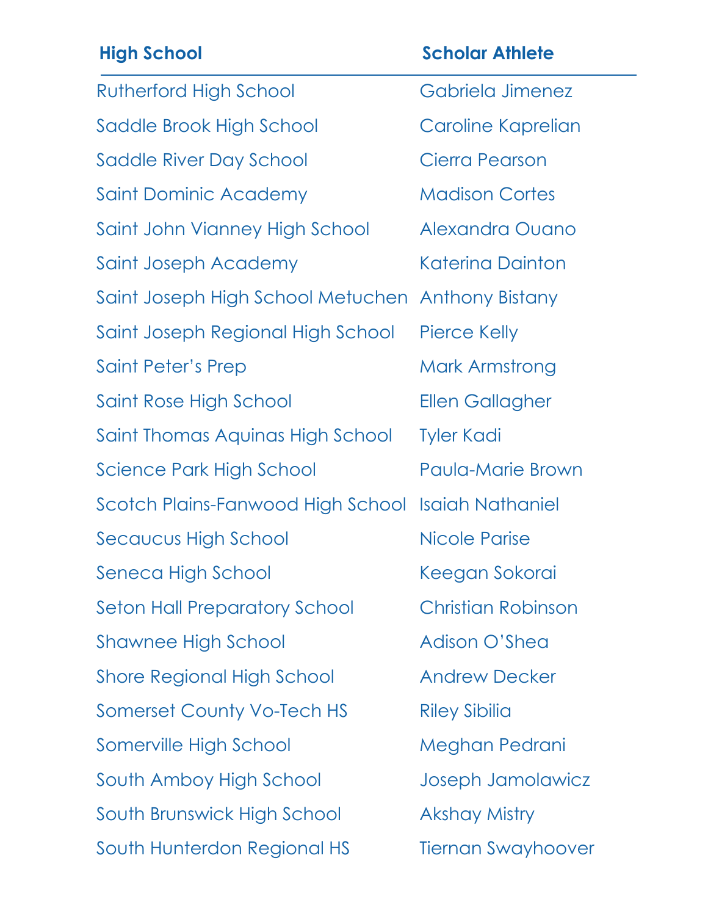| High School | Scholar Athlete |
| --- | --- |
| Rutherford High School | Gabriela Jimenez |
| Saddle Brook High School | Caroline Kaprelian |
| Saddle River Day School | Cierra Pearson |
| Saint Dominic Academy | Madison Cortes |
| Saint John Vianney High School | Alexandra Ouano |
| Saint Joseph Academy | Katerina Dainton |
| Saint Joseph High School Metuchen | Anthony Bistany |
| Saint Joseph Regional High School | Pierce Kelly |
| Saint Peter's Prep | Mark Armstrong |
| Saint Rose High School | Ellen Gallagher |
| Saint Thomas Aquinas High School | Tyler Kadi |
| Science Park High School | Paula-Marie Brown |
| Scotch Plains-Fanwood High School | Isaiah Nathaniel |
| Secaucus High School | Nicole Parise |
| Seneca High School | Keegan Sokorai |
| Seton Hall Preparatory School | Christian Robinson |
| Shawnee High School | Adison O'Shea |
| Shore Regional High School | Andrew Decker |
| Somerset County Vo-Tech HS | Riley Sibilia |
| Somerville High School | Meghan Pedrani |
| South Amboy High School | Joseph Jamolawicz |
| South Brunswick High School | Akshay Mistry |
| South Hunterdon Regional HS | Tiernan Swayhoover |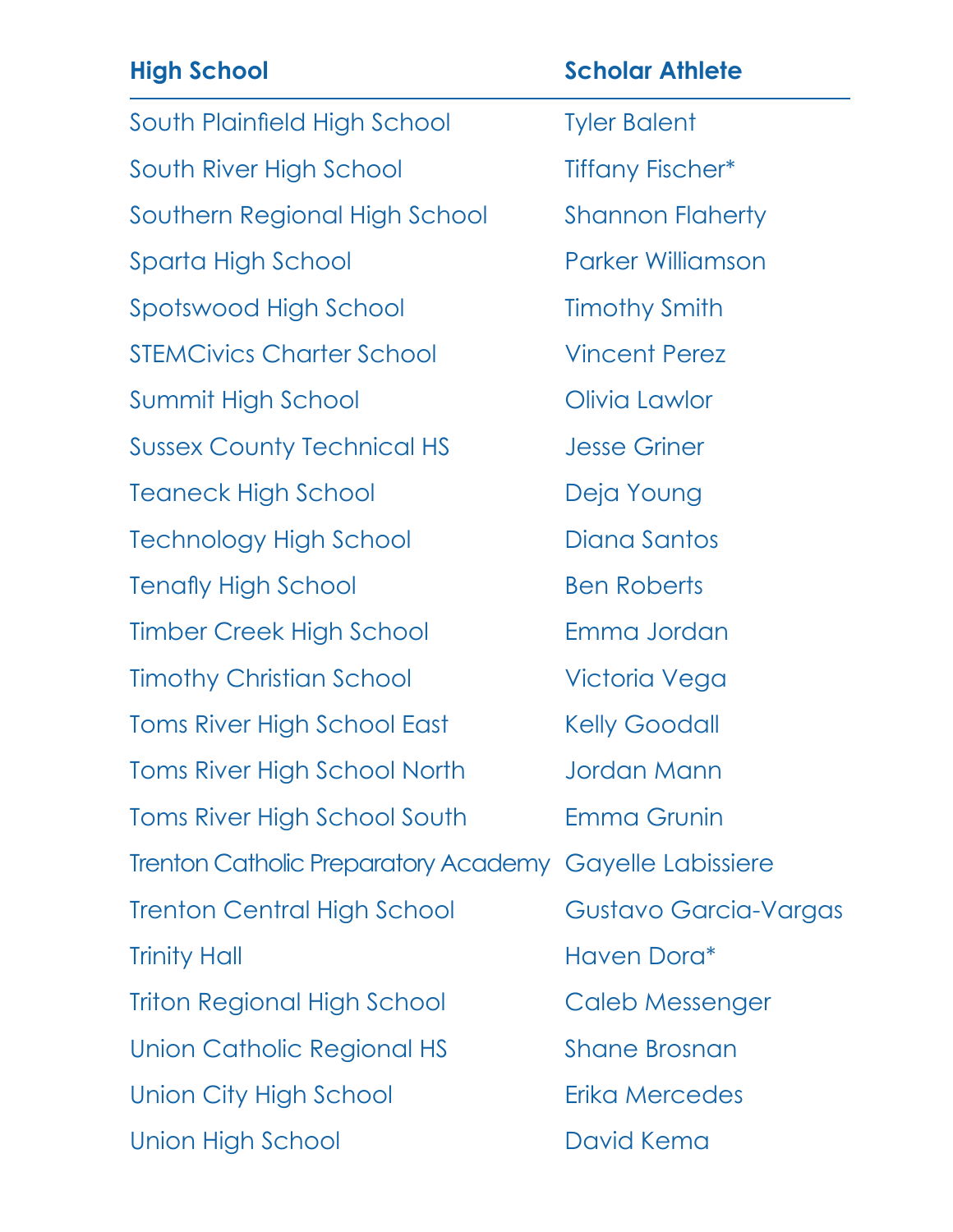| High School | Scholar Athlete |
| --- | --- |
| South Plainfield High School | Tyler Balent |
| South River High School | Tiffany Fischer* |
| Southern Regional High School | Shannon Flaherty |
| Sparta High School | Parker Williamson |
| Spotswood High School | Timothy Smith |
| STEMCivics Charter School | Vincent Perez |
| Summit High School | Olivia Lawlor |
| Sussex County Technical HS | Jesse Griner |
| Teaneck High School | Deja Young |
| Technology High School | Diana Santos |
| Tenafly High School | Ben Roberts |
| Timber Creek High School | Emma Jordan |
| Timothy Christian School | Victoria Vega |
| Toms River High School East | Kelly Goodall |
| Toms River High School North | Jordan Mann |
| Toms River High School South | Emma Grunin |
| Trenton Catholic Preparatory Academy | Gayelle Labissiere |
| Trenton Central High School | Gustavo Garcia-Vargas |
| Trinity Hall | Haven Dora* |
| Triton Regional High School | Caleb Messenger |
| Union Catholic Regional HS | Shane Brosnan |
| Union City High School | Erika Mercedes |
| Union High School | David Kema |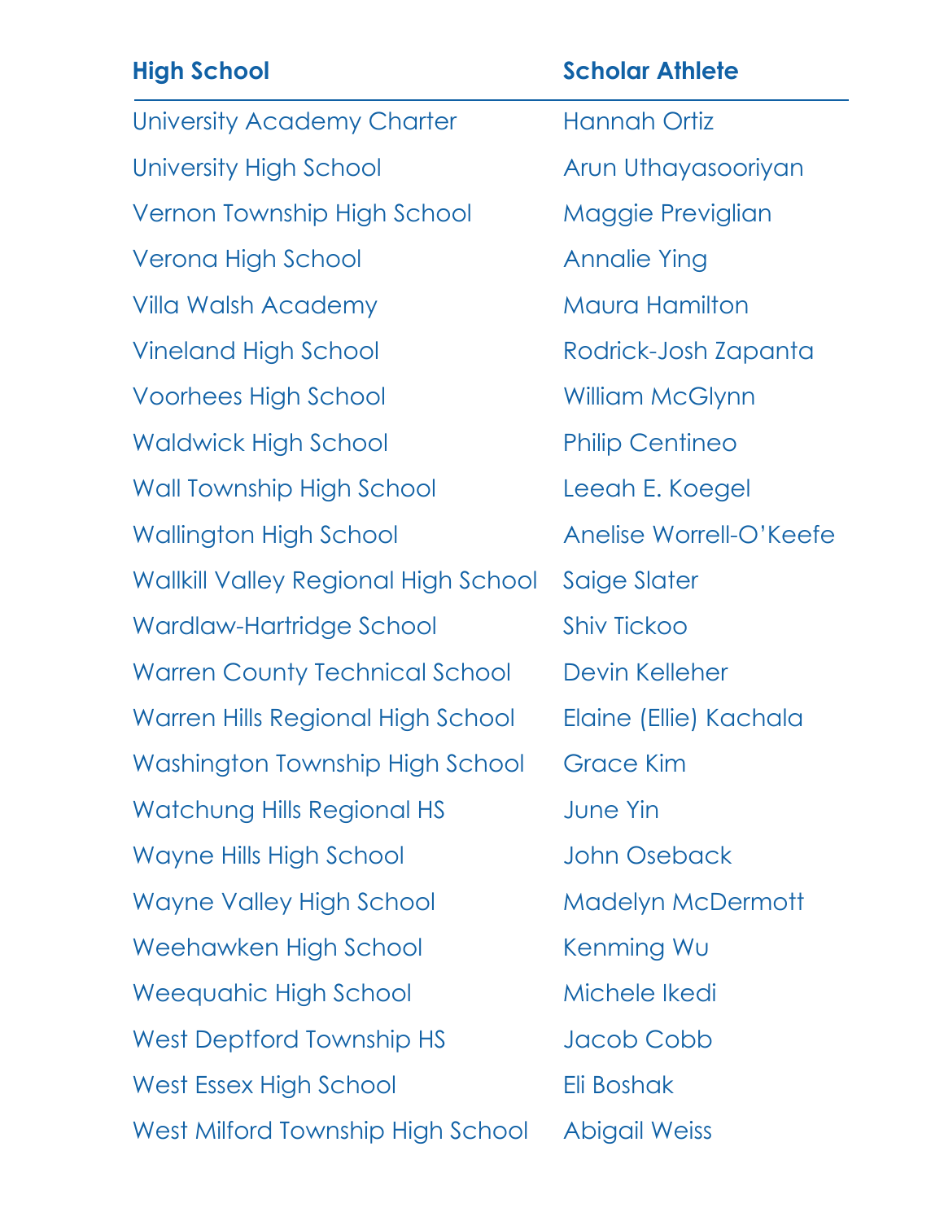| High School | Scholar Athlete |
| --- | --- |
| University Academy Charter | Hannah Ortiz |
| University High School | Arun Uthayasooriyan |
| Vernon Township High School | Maggie Previglian |
| Verona High School | Annalie Ying |
| Villa Walsh Academy | Maura Hamilton |
| Vineland High School | Rodrick-Josh Zapanta |
| Voorhees High School | William McGlynn |
| Waldwick High School | Philip Centineo |
| Wall Township High School | Leeah E. Koegel |
| Wallington High School | Anelise Worrell-O'Keefe |
| Wallkill Valley Regional High School | Saige Slater |
| Wardlaw-Hartridge School | Shiv Tickoo |
| Warren County Technical School | Devin Kelleher |
| Warren Hills Regional High School | Elaine (Ellie) Kachala |
| Washington Township High School | Grace Kim |
| Watchung Hills Regional HS | June Yin |
| Wayne Hills High School | John Oseback |
| Wayne Valley High School | Madelyn McDermott |
| Weehawken High School | Kenming Wu |
| Weequahic High School | Michele Ikedi |
| West Deptford Township HS | Jacob Cobb |
| West Essex High School | Eli Boshak |
| West Milford Township High School | Abigail Weiss |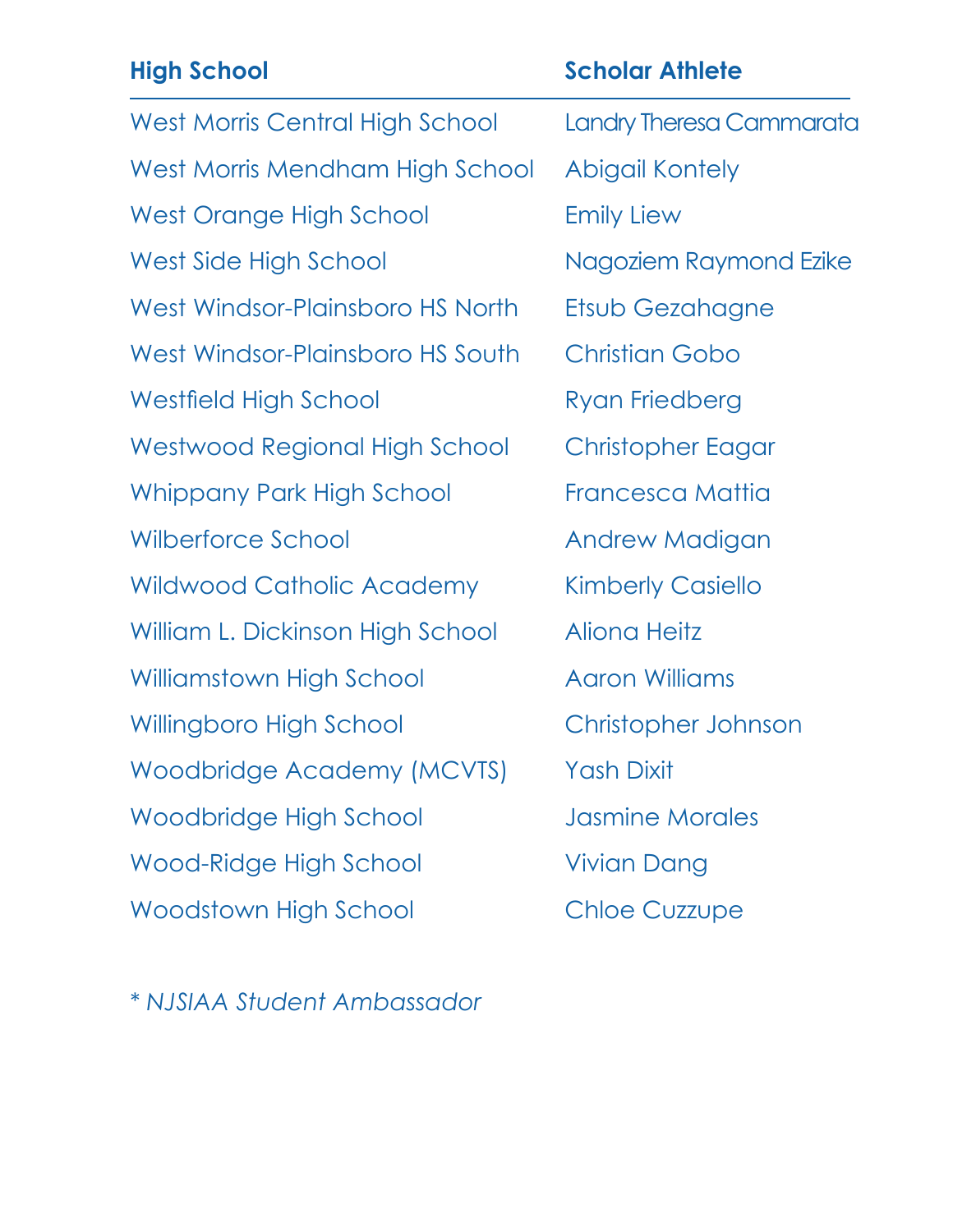| High School | Scholar Athlete |
| --- | --- |
| West Morris Central High School | Landry Theresa Cammarata |
| West Morris Mendham High School | Abigail Kontely |
| West Orange High School | Emily Liew |
| West Side High School | Nagoziem Raymond Ezike |
| West Windsor-Plainsboro HS North | Etsub Gezahagne |
| West Windsor-Plainsboro HS South | Christian Gobo |
| Westfield High School | Ryan Friedberg |
| Westwood Regional High School | Christopher Eagar |
| Whippany Park High School | Francesca Mattia |
| Wilberforce School | Andrew Madigan |
| Wildwood Catholic Academy | Kimberly Casiello |
| William L. Dickinson High School | Aliona Heitz |
| Williamstown High School | Aaron Williams |
| Willingboro High School | Christopher Johnson |
| Woodbridge Academy (MCVTS) | Yash Dixit |
| Woodbridge High School | Jasmine Morales |
| Wood-Ridge High School | Vivian Dang |
| Woodstown High School | Chloe Cuzzupe |

*\* NJSIAA Student Ambassador*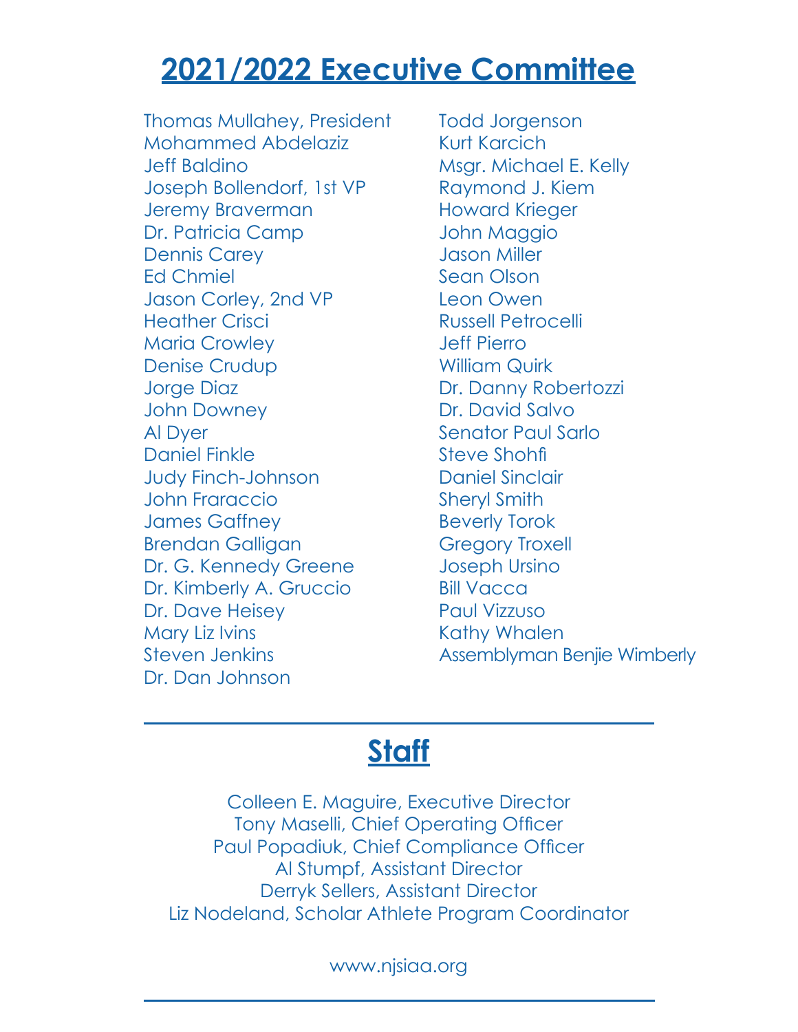# 2021/2022 Executive Committee

Thomas Mullahey, President
Mohammed Abdelaziz
Jeff Baldino
Joseph Bollendorf, 1st VP
Jeremy Braverman
Dr. Patricia Camp
Dennis Carey
Ed Chmiel
Jason Corley, 2nd VP
Heather Crisci
Maria Crowley
Denise Crudup
Jorge Diaz
John Downey
Al Dyer
Daniel Finkle
Judy Finch-Johnson
John Fraraccio
James Gaffney
Brendan Galligan
Dr. G. Kennedy Greene
Dr. Kimberly A. Gruccio
Dr. Dave Heisey
Mary Liz Ivins
Steven Jenkins
Dr. Dan Johnson
Todd Jorgenson
Kurt Karcich
Msgr. Michael E. Kelly
Raymond J. Kiem
Howard Krieger
John Maggio
Jason Miller
Sean Olson
Leon Owen
Russell Petrocelli
Jeff Pierro
William Quirk
Dr. Danny Robertozzi
Dr. David Salvo
Senator Paul Sarlo
Steve Shohfi
Daniel Sinclair
Sheryl Smith
Beverly Torok
Gregory Troxell
Joseph Ursino
Bill Vacca
Paul Vizzuso
Kathy Whalen
Assemblyman Benjie Wimberly

# Staff

Colleen E. Maguire, Executive Director
Tony Maselli, Chief Operating Officer
Paul Popadiuk, Chief Compliance Officer
Al Stumpf, Assistant Director
Derryk Sellers, Assistant Director
Liz Nodeland, Scholar Athlete Program Coordinator

www.njsiaa.org